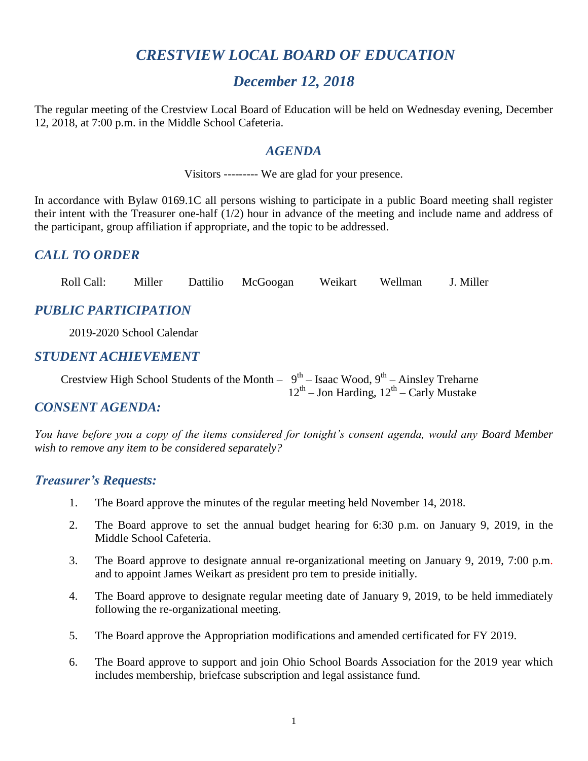# *CRESTVIEW LOCAL BOARD OF EDUCATION*

## *December 12, 2018*

The regular meeting of the Crestview Local Board of Education will be held on Wednesday evening, December 12, 2018, at 7:00 p.m. in the Middle School Cafeteria.

## *AGENDA*

Visitors --------- We are glad for your presence.

In accordance with Bylaw 0169.1C all persons wishing to participate in a public Board meeting shall register their intent with the Treasurer one-half (1/2) hour in advance of the meeting and include name and address of the participant, group affiliation if appropriate, and the topic to be addressed.

### *CALL TO ORDER*

Roll Call: Miller Dattilio McGoogan Weikart Wellman J. Miller

### *PUBLIC PARTICIPATION*

2019-2020 School Calendar

### *STUDENT ACHIEVEMENT*

Crestview High School Students of the Month – 9th – Isaac Wood, 9th – Ainsley Treharne
12th – Jon Harding, 12th – Carly Mustake

### *CONSENT AGENDA:*

*You have before you a copy of the items considered for tonight's consent agenda, would any Board Member wish to remove any item to be considered separately?*

### *Treasurer's Requests:*

1. The Board approve the minutes of the regular meeting held November 14, 2018.
2. The Board approve to set the annual budget hearing for 6:30 p.m. on January 9, 2019, in the Middle School Cafeteria.
3. The Board approve to designate annual re-organizational meeting on January 9, 2019, 7:00 p.m. and to appoint James Weikart as president pro tem to preside initially.
4. The Board approve to designate regular meeting date of January 9, 2019, to be held immediately following the re-organizational meeting.
5. The Board approve the Appropriation modifications and amended certificated for FY 2019.
6. The Board approve to support and join Ohio School Boards Association for the 2019 year which includes membership, briefcase subscription and legal assistance fund.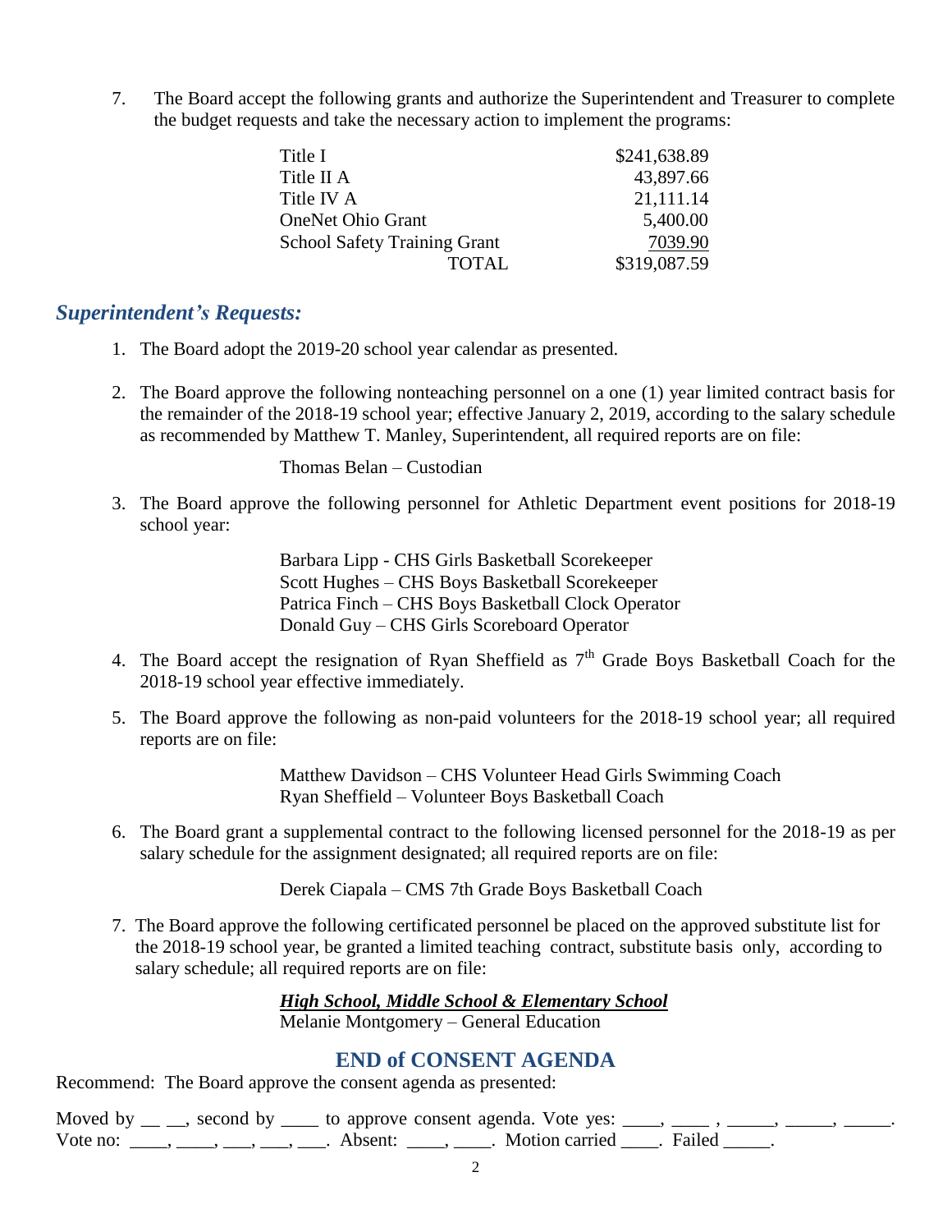7. The Board accept the following grants and authorize the Superintendent and Treasurer to complete the budget requests and take the necessary action to implement the programs:

| | |
|---|---|
| Title I | $241,638.89 |
| Title II A | 43,897.66 |
| Title IV A | 21,111.14 |
| OneNet Ohio Grant | 5,400.00 |
| School Safety Training Grant | 7039.90 |
| TOTAL | $319,087.59 |

## *Superintendent's Requests:*

1. The Board adopt the 2019-20 school year calendar as presented.

2. The Board approve the following nonteaching personnel on a one (1) year limited contract basis for the remainder of the 2018-19 school year; effective January 2, 2019, according to the salary schedule as recommended by Matthew T. Manley, Superintendent, all required reports are on file:

   Thomas Belan – Custodian

3. The Board approve the following personnel for Athletic Department event positions for 2018-19 school year:

   Barbara Lipp - CHS Girls Basketball Scorekeeper
   Scott Hughes – CHS Boys Basketball Scorekeeper
   Patrica Finch – CHS Boys Basketball Clock Operator
   Donald Guy – CHS Girls Scoreboard Operator

4. The Board accept the resignation of Ryan Sheffield as 7th Grade Boys Basketball Coach for the 2018-19 school year effective immediately.

5. The Board approve the following as non-paid volunteers for the 2018-19 school year; all required reports are on file:

   Matthew Davidson – CHS Volunteer Head Girls Swimming Coach
   Ryan Sheffield – Volunteer Boys Basketball Coach

6. The Board grant a supplemental contract to the following licensed personnel for the 2018-19 as per salary schedule for the assignment designated; all required reports are on file:

   Derek Ciapala – CMS 7th Grade Boys Basketball Coach

7. The Board approve the following certificated personnel be placed on the approved substitute list for the 2018-19 school year, be granted a limited teaching contract, substitute basis only, according to salary schedule; all required reports are on file:

   ***High School, Middle School & Elementary School***
   Melanie Montgomery – General Education

## END of CONSENT AGENDA

Recommend: The Board approve the consent agenda as presented:

Moved by __ __, second by ____ to approve consent agenda. Vote yes: ____, ____ , _____, _____, _____. Vote no: ____, ____, ___, ___, ___. Absent: ____, ____. Motion carried ____. Failed _____.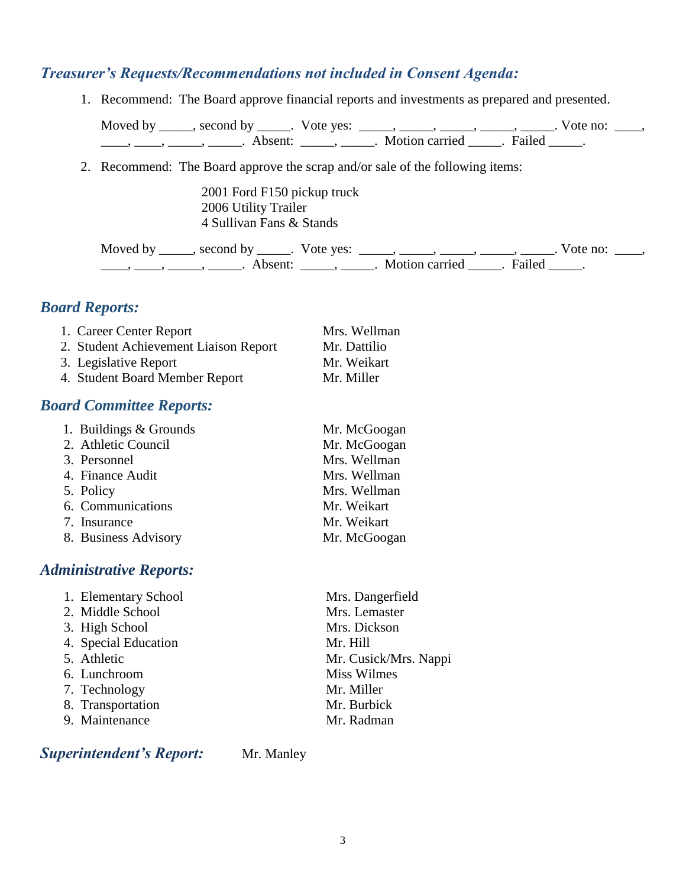### *Treasurer's Requests/Recommendations not included in Consent Agenda:*

1. Recommend: The Board approve financial reports and investments as prepared and presented.

   Moved by _____, second by _____. Vote yes: _____, _____, _____, _____, _____. Vote no: ____, ____, ____, _____, _____. Absent: _____, _____. Motion carried _____. Failed _____.

2. Recommend: The Board approve the scrap and/or sale of the following items:

   2001 Ford F150 pickup truck
   2006 Utility Trailer
   4 Sullivan Fans & Stands

   Moved by _____, second by _____. Vote yes: _____, _____, _____, _____, _____. Vote no: ____, ____, ____, _____, _____. Absent: _____, _____. Motion carried _____. Failed _____.

### *Board Reports:*

| | |
|---|---|
| 1. Career Center Report | Mrs. Wellman |
| 2. Student Achievement Liaison Report | Mr. Dattilio |
| 3. Legislative Report | Mr. Weikart |
| 4. Student Board Member Report | Mr. Miller |

### *Board Committee Reports:*

| | |
|---|---|
| 1. Buildings & Grounds | Mr. McGoogan |
| 2. Athletic Council | Mr. McGoogan |
| 3. Personnel | Mrs. Wellman |
| 4. Finance Audit | Mrs. Wellman |
| 5. Policy | Mrs. Wellman |
| 6. Communications | Mr. Weikart |
| 7. Insurance | Mr. Weikart |
| 8. Business Advisory | Mr. McGoogan |

### *Administrative Reports:*

| | |
|---|---|
| 1. Elementary School | Mrs. Dangerfield |
| 2. Middle School | Mrs. Lemaster |
| 3. High School | Mrs. Dickson |
| 4. Special Education | Mr. Hill |
| 5. Athletic | Mr. Cusick/Mrs. Nappi |
| 6. Lunchroom | Miss Wilmes |
| 7. Technology | Mr. Miller |
| 8. Transportation | Mr. Burbick |
| 9. Maintenance | Mr. Radman |

### *Superintendent's Report:* Mr. Manley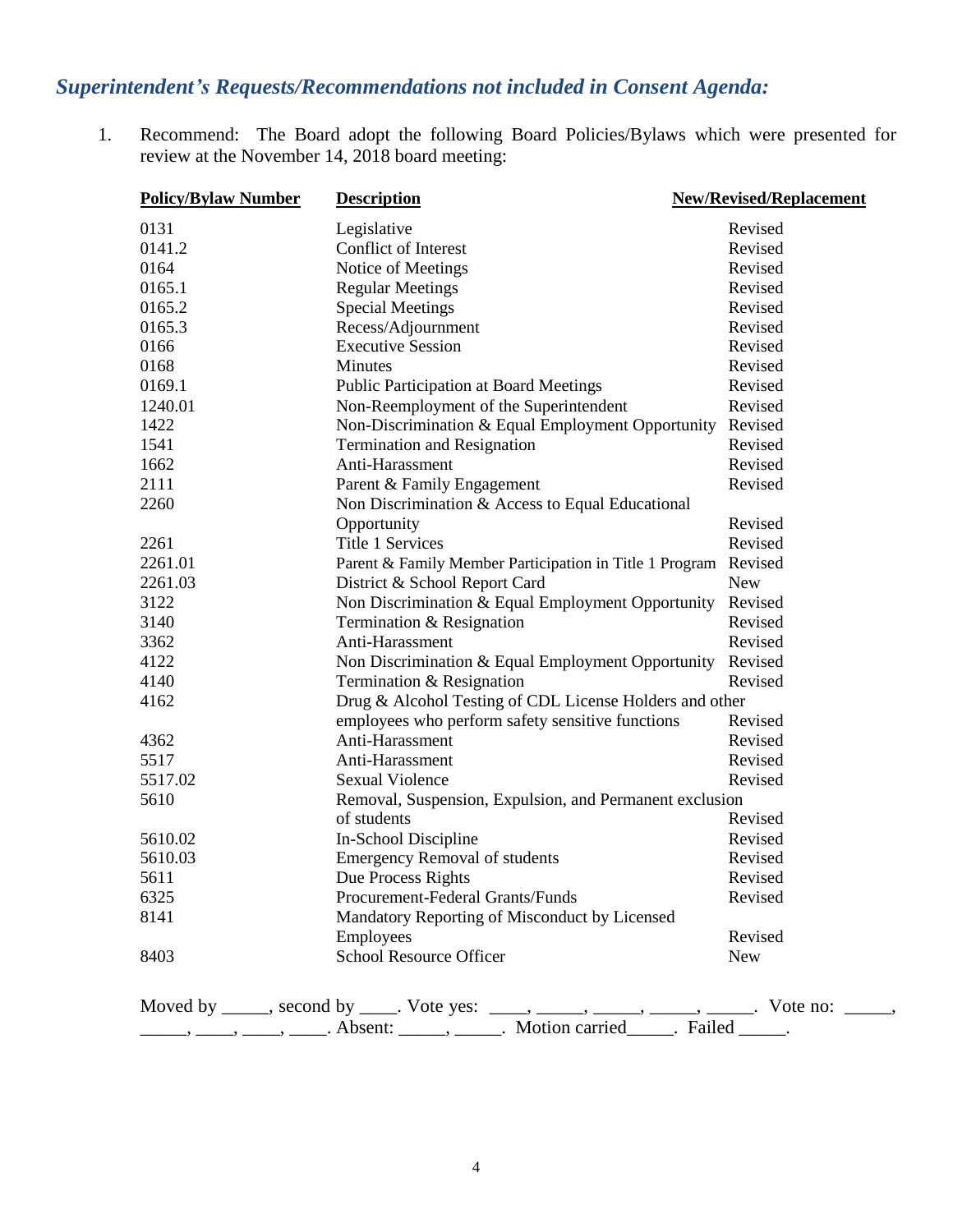## *Superintendent's Requests/Recommendations not included in Consent Agenda:*

1. Recommend: The Board adopt the following Board Policies/Bylaws which were presented for review at the November 14, 2018 board meeting:

| **Policy/Bylaw Number** | **Description** | **New/Revised/Replacement** |
|---|---|---|
| 0131 | Legislative | Revised |
| 0141.2 | Conflict of Interest | Revised |
| 0164 | Notice of Meetings | Revised |
| 0165.1 | Regular Meetings | Revised |
| 0165.2 | Special Meetings | Revised |
| 0165.3 | Recess/Adjournment | Revised |
| 0166 | Executive Session | Revised |
| 0168 | Minutes | Revised |
| 0169.1 | Public Participation at Board Meetings | Revised |
| 1240.01 | Non-Reemployment of the Superintendent | Revised |
| 1422 | Non-Discrimination & Equal Employment Opportunity | Revised |
| 1541 | Termination and Resignation | Revised |
| 1662 | Anti-Harassment | Revised |
| 2111 | Parent & Family Engagement | Revised |
| 2260 | Non Discrimination & Access to Equal Educational Opportunity | Revised |
| 2261 | Title 1 Services | Revised |
| 2261.01 | Parent & Family Member Participation in Title 1 Program | Revised |
| 2261.03 | District & School Report Card | New |
| 3122 | Non Discrimination & Equal Employment Opportunity | Revised |
| 3140 | Termination & Resignation | Revised |
| 3362 | Anti-Harassment | Revised |
| 4122 | Non Discrimination & Equal Employment Opportunity | Revised |
| 4140 | Termination & Resignation | Revised |
| 4162 | Drug & Alcohol Testing of CDL License Holders and other employees who perform safety sensitive functions | Revised |
| 4362 | Anti-Harassment | Revised |
| 5517 | Anti-Harassment | Revised |
| 5517.02 | Sexual Violence | Revised |
| 5610 | Removal, Suspension, Expulsion, and Permanent exclusion of students | Revised |
| 5610.02 | In-School Discipline | Revised |
| 5610.03 | Emergency Removal of students | Revised |
| 5611 | Due Process Rights | Revised |
| 6325 | Procurement-Federal Grants/Funds | Revised |
| 8141 | Mandatory Reporting of Misconduct by Licensed Employees | Revised |
| 8403 | School Resource Officer | New |

Moved by _____, second by ____. Vote yes: ____, _____, _____, _____, _____. Vote no: _____, _____, ____, ____, ____. Absent: _____, _____. Motion carried_____. Failed _____.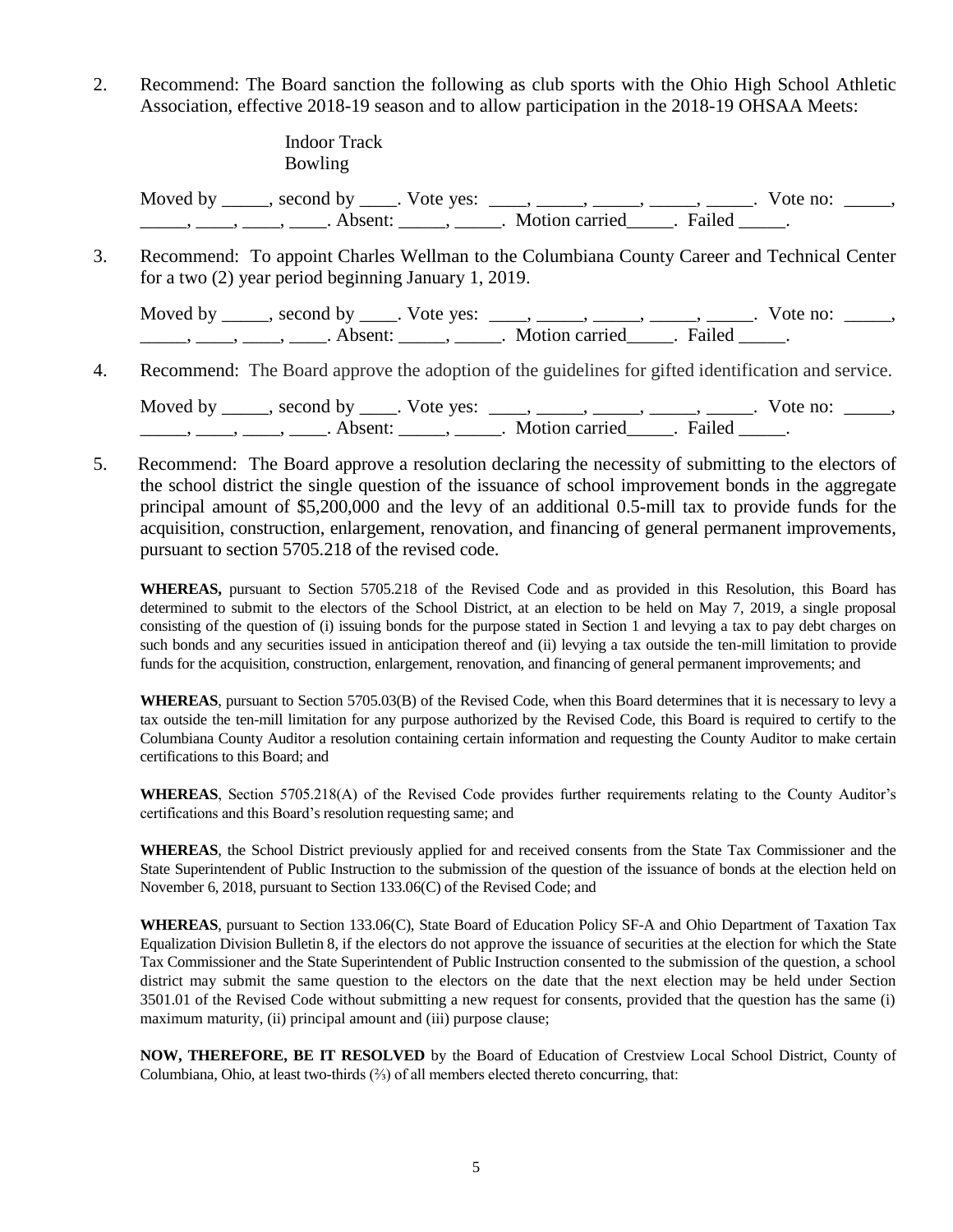2. Recommend: The Board sanction the following as club sports with the Ohio High School Athletic Association, effective 2018-19 season and to allow participation in the 2018-19 OHSAA Meets:

   Indoor Track
   Bowling

   Moved by _____, second by ____. Vote yes: ____, _____, _____, _____, _____. Vote no: _____, _____, ____, ____, ____. Absent: _____, _____. Motion carried_____. Failed _____.

3. Recommend: To appoint Charles Wellman to the Columbiana County Career and Technical Center for a two (2) year period beginning January 1, 2019.

   Moved by _____, second by ____. Vote yes: ____, _____, _____, _____, _____. Vote no: _____, _____, ____, ____, ____. Absent: _____, _____. Motion carried_____. Failed _____.

4. Recommend: The Board approve the adoption of the guidelines for gifted identification and service.

   Moved by _____, second by ____. Vote yes: ____, _____, _____, _____, _____. Vote no: _____, _____, ____, ____, ____. Absent: _____, _____. Motion carried_____. Failed _____.

5. Recommend: The Board approve a resolution declaring the necessity of submitting to the electors of the school district the single question of the issuance of school improvement bonds in the aggregate principal amount of $5,200,000 and the levy of an additional 0.5-mill tax to provide funds for the acquisition, construction, enlargement, renovation, and financing of general permanent improvements, pursuant to section 5705.218 of the revised code.

   **WHEREAS,** pursuant to Section 5705.218 of the Revised Code and as provided in this Resolution, this Board has determined to submit to the electors of the School District, at an election to be held on May 7, 2019, a single proposal consisting of the question of (i) issuing bonds for the purpose stated in Section 1 and levying a tax to pay debt charges on such bonds and any securities issued in anticipation thereof and (ii) levying a tax outside the ten-mill limitation to provide funds for the acquisition, construction, enlargement, renovation, and financing of general permanent improvements; and

   **WHEREAS**, pursuant to Section 5705.03(B) of the Revised Code, when this Board determines that it is necessary to levy a tax outside the ten-mill limitation for any purpose authorized by the Revised Code, this Board is required to certify to the Columbiana County Auditor a resolution containing certain information and requesting the County Auditor to make certain certifications to this Board; and

   **WHEREAS**, Section 5705.218(A) of the Revised Code provides further requirements relating to the County Auditor's certifications and this Board's resolution requesting same; and

   **WHEREAS**, the School District previously applied for and received consents from the State Tax Commissioner and the State Superintendent of Public Instruction to the submission of the question of the issuance of bonds at the election held on November 6, 2018, pursuant to Section 133.06(C) of the Revised Code; and

   **WHEREAS**, pursuant to Section 133.06(C), State Board of Education Policy SF-A and Ohio Department of Taxation Tax Equalization Division Bulletin 8, if the electors do not approve the issuance of securities at the election for which the State Tax Commissioner and the State Superintendent of Public Instruction consented to the submission of the question, a school district may submit the same question to the electors on the date that the next election may be held under Section 3501.01 of the Revised Code without submitting a new request for consents, provided that the question has the same (i) maximum maturity, (ii) principal amount and (iii) purpose clause;

   **NOW, THEREFORE, BE IT RESOLVED** by the Board of Education of Crestview Local School District, County of Columbiana, Ohio, at least two-thirds (⅔) of all members elected thereto concurring, that: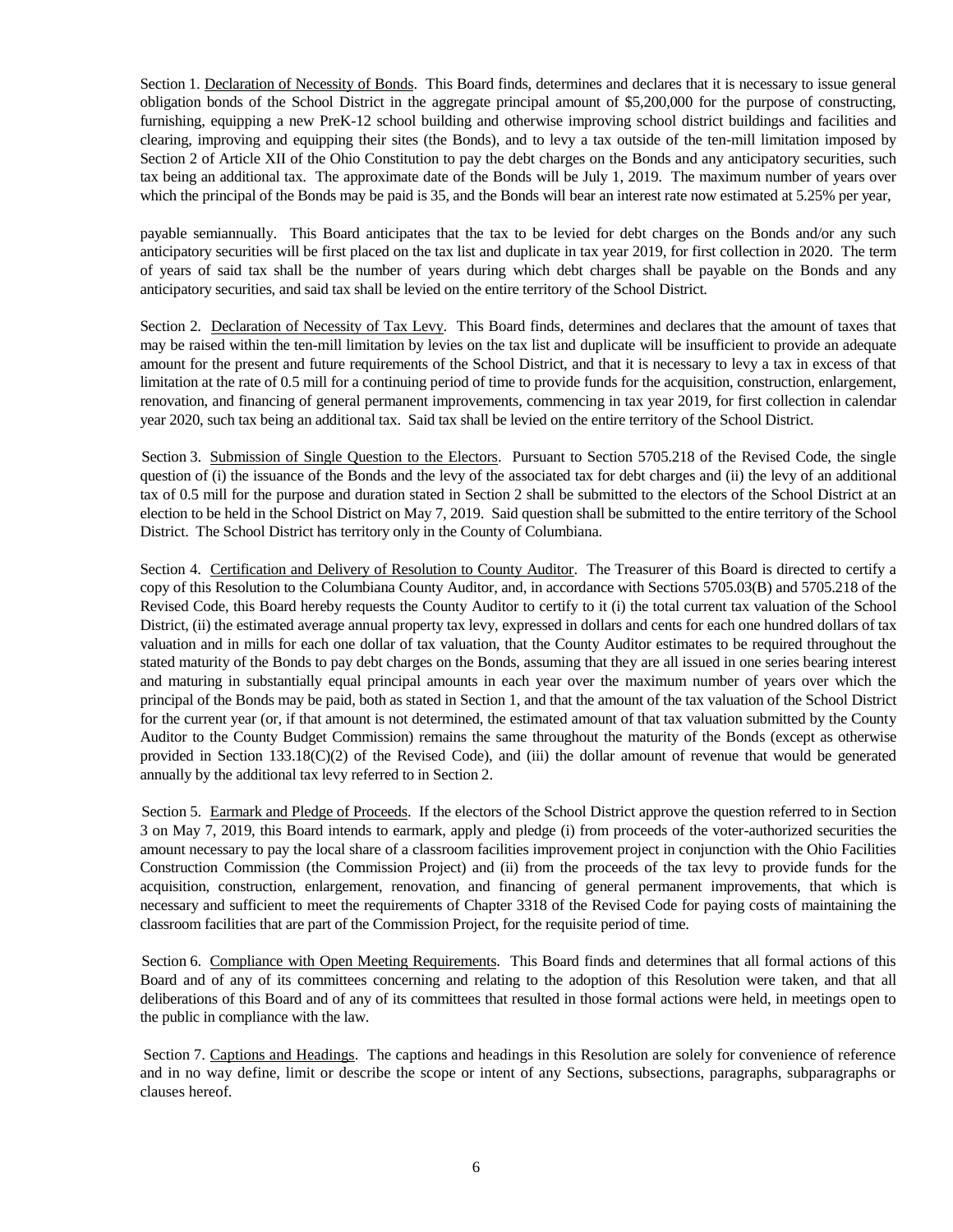Section 1. <u>Declaration of Necessity of Bonds</u>. This Board finds, determines and declares that it is necessary to issue general obligation bonds of the School District in the aggregate principal amount of $5,200,000 for the purpose of constructing, furnishing, equipping a new PreK-12 school building and otherwise improving school district buildings and facilities and clearing, improving and equipping their sites (the Bonds), and to levy a tax outside of the ten-mill limitation imposed by Section 2 of Article XII of the Ohio Constitution to pay the debt charges on the Bonds and any anticipatory securities, such tax being an additional tax. The approximate date of the Bonds will be July 1, 2019. The maximum number of years over which the principal of the Bonds may be paid is 35, and the Bonds will bear an interest rate now estimated at 5.25% per year, payable semiannually. This Board anticipates that the tax to be levied for debt charges on the Bonds and/or any such anticipatory securities will be first placed on the tax list and duplicate in tax year 2019, for first collection in 2020. The term of years of said tax shall be the number of years during which debt charges shall be payable on the Bonds and any anticipatory securities, and said tax shall be levied on the entire territory of the School District.

Section 2. <u>Declaration of Necessity of Tax Levy</u>. This Board finds, determines and declares that the amount of taxes that may be raised within the ten-mill limitation by levies on the tax list and duplicate will be insufficient to provide an adequate amount for the present and future requirements of the School District, and that it is necessary to levy a tax in excess of that limitation at the rate of 0.5 mill for a continuing period of time to provide funds for the acquisition, construction, enlargement, renovation, and financing of general permanent improvements, commencing in tax year 2019, for first collection in calendar year 2020, such tax being an additional tax. Said tax shall be levied on the entire territory of the School District.

Section 3. <u>Submission of Single Question to the Electors</u>. Pursuant to Section 5705.218 of the Revised Code, the single question of (i) the issuance of the Bonds and the levy of the associated tax for debt charges and (ii) the levy of an additional tax of 0.5 mill for the purpose and duration stated in Section 2 shall be submitted to the electors of the School District at an election to be held in the School District on May 7, 2019. Said question shall be submitted to the entire territory of the School District. The School District has territory only in the County of Columbiana.

Section 4. <u>Certification and Delivery of Resolution to County Auditor</u>. The Treasurer of this Board is directed to certify a copy of this Resolution to the Columbiana County Auditor, and, in accordance with Sections 5705.03(B) and 5705.218 of the Revised Code, this Board hereby requests the County Auditor to certify to it (i) the total current tax valuation of the School District, (ii) the estimated average annual property tax levy, expressed in dollars and cents for each one hundred dollars of tax valuation and in mills for each one dollar of tax valuation, that the County Auditor estimates to be required throughout the stated maturity of the Bonds to pay debt charges on the Bonds, assuming that they are all issued in one series bearing interest and maturing in substantially equal principal amounts in each year over the maximum number of years over which the principal of the Bonds may be paid, both as stated in Section 1, and that the amount of the tax valuation of the School District for the current year (or, if that amount is not determined, the estimated amount of that tax valuation submitted by the County Auditor to the County Budget Commission) remains the same throughout the maturity of the Bonds (except as otherwise provided in Section 133.18(C)(2) of the Revised Code), and (iii) the dollar amount of revenue that would be generated annually by the additional tax levy referred to in Section 2.

Section 5. <u>Earmark and Pledge of Proceeds</u>. If the electors of the School District approve the question referred to in Section 3 on May 7, 2019, this Board intends to earmark, apply and pledge (i) from proceeds of the voter-authorized securities the amount necessary to pay the local share of a classroom facilities improvement project in conjunction with the Ohio Facilities Construction Commission (the Commission Project) and (ii) from the proceeds of the tax levy to provide funds for the acquisition, construction, enlargement, renovation, and financing of general permanent improvements, that which is necessary and sufficient to meet the requirements of Chapter 3318 of the Revised Code for paying costs of maintaining the classroom facilities that are part of the Commission Project, for the requisite period of time.

Section 6. <u>Compliance with Open Meeting Requirements</u>. This Board finds and determines that all formal actions of this Board and of any of its committees concerning and relating to the adoption of this Resolution were taken, and that all deliberations of this Board and of any of its committees that resulted in those formal actions were held, in meetings open to the public in compliance with the law.

Section 7. <u>Captions and Headings</u>. The captions and headings in this Resolution are solely for convenience of reference and in no way define, limit or describe the scope or intent of any Sections, subsections, paragraphs, subparagraphs or clauses hereof.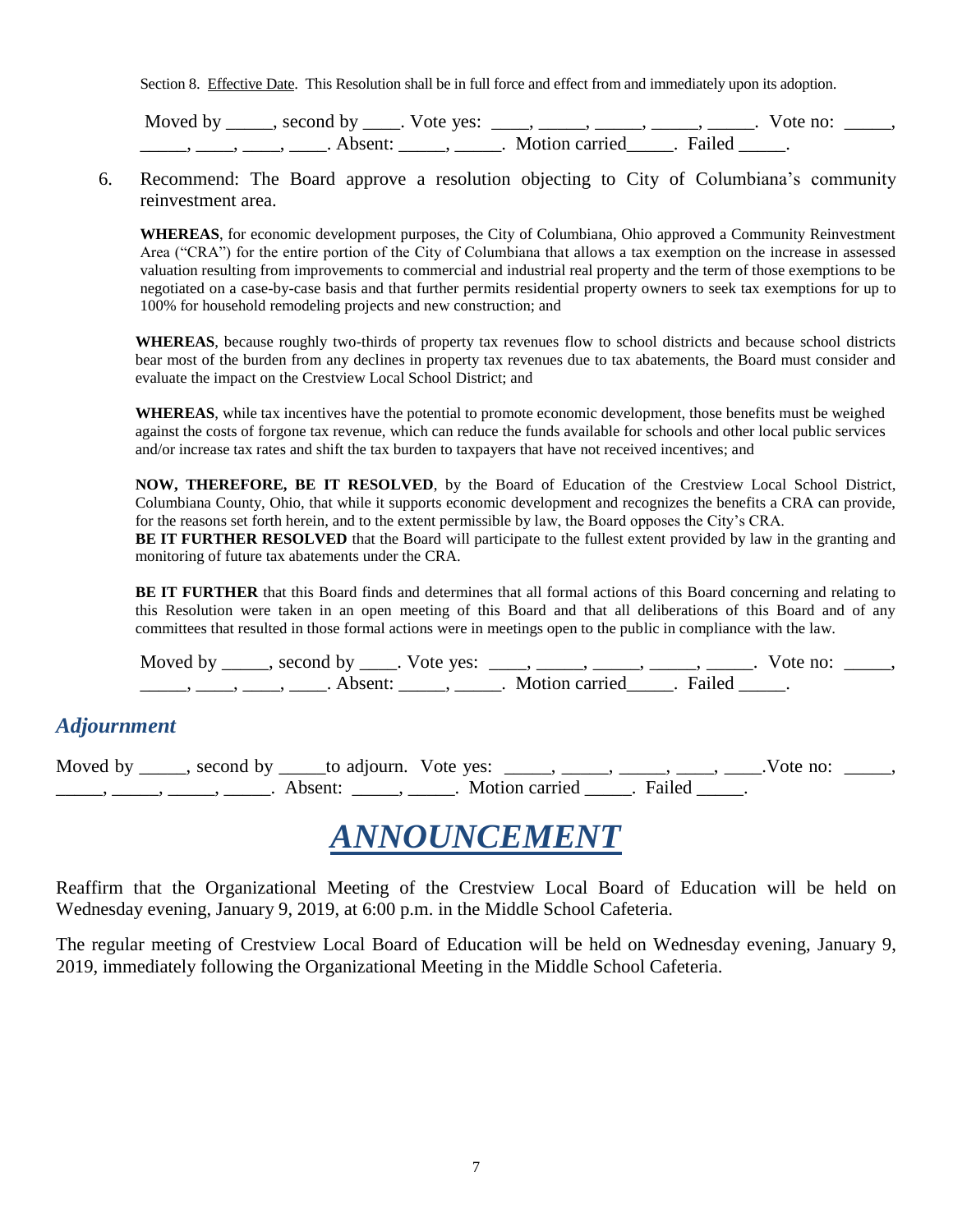Section 8. Effective Date. This Resolution shall be in full force and effect from and immediately upon its adoption.

Moved by _____, second by ____. Vote yes: ____, _____, _____, _____, _____. Vote no: _____, _____, ____, ____, ____. Absent: _____, _____. Motion carried_____. Failed _____.

6. Recommend: The Board approve a resolution objecting to City of Columbiana's community reinvestment area.

**WHEREAS**, for economic development purposes, the City of Columbiana, Ohio approved a Community Reinvestment Area ("CRA") for the entire portion of the City of Columbiana that allows a tax exemption on the increase in assessed valuation resulting from improvements to commercial and industrial real property and the term of those exemptions to be negotiated on a case-by-case basis and that further permits residential property owners to seek tax exemptions for up to 100% for household remodeling projects and new construction; and

**WHEREAS**, because roughly two-thirds of property tax revenues flow to school districts and because school districts bear most of the burden from any declines in property tax revenues due to tax abatements, the Board must consider and evaluate the impact on the Crestview Local School District; and

**WHEREAS**, while tax incentives have the potential to promote economic development, those benefits must be weighed against the costs of forgone tax revenue, which can reduce the funds available for schools and other local public services and/or increase tax rates and shift the tax burden to taxpayers that have not received incentives; and

**NOW, THEREFORE, BE IT RESOLVED**, by the Board of Education of the Crestview Local School District, Columbiana County, Ohio, that while it supports economic development and recognizes the benefits a CRA can provide, for the reasons set forth herein, and to the extent permissible by law, the Board opposes the City's CRA.
**BE IT FURTHER RESOLVED** that the Board will participate to the fullest extent provided by law in the granting and monitoring of future tax abatements under the CRA.

**BE IT FURTHER** that this Board finds and determines that all formal actions of this Board concerning and relating to this Resolution were taken in an open meeting of this Board and that all deliberations of this Board and of any committees that resulted in those formal actions were in meetings open to the public in compliance with the law.

Moved by _____, second by ____. Vote yes: ____, _____, _____, _____, _____. Vote no: _____, _____, ____, ____, ____. Absent: _____, _____. Motion carried_____. Failed _____.

## *Adjournment*

Moved by _____, second by _____to adjourn. Vote yes: _____, _____, _____, ____, ____.Vote no: _____, _____, _____, _____, _____. Absent: _____, _____. Motion carried _____. Failed _____.

# *ANNOUNCEMENT*

Reaffirm that the Organizational Meeting of the Crestview Local Board of Education will be held on Wednesday evening, January 9, 2019, at 6:00 p.m. in the Middle School Cafeteria.

The regular meeting of Crestview Local Board of Education will be held on Wednesday evening, January 9, 2019, immediately following the Organizational Meeting in the Middle School Cafeteria.